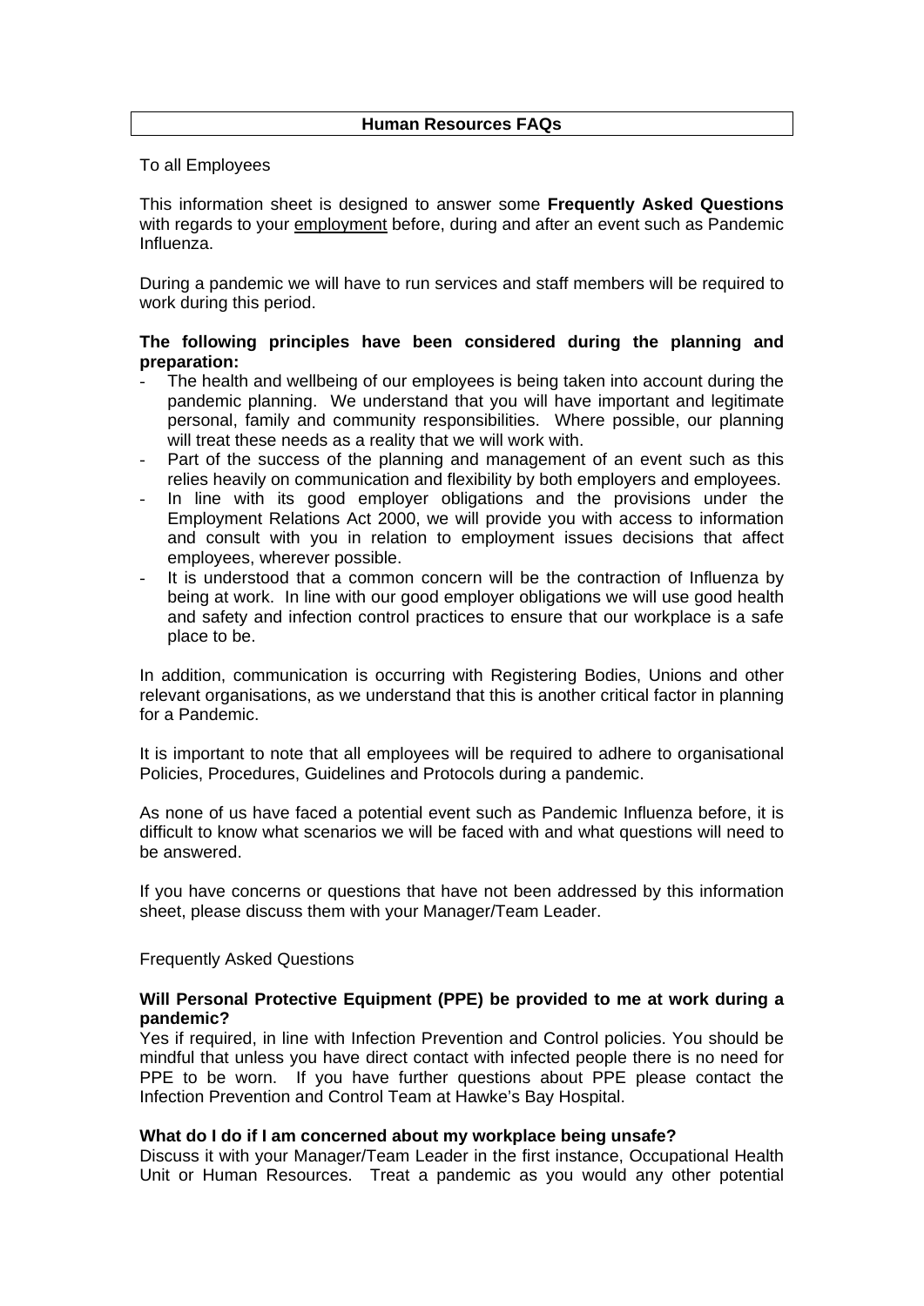# Human Resources FAQs

To all Employees

This information sheet is designed to answer some **Frequently Asked Questions** with regards to your employment before, during and after an event such as Pandemic Influenza.

During a pandemic we will have to run services and staff members will be required to work during this period.

**The following principles have been considered during the planning and preparation:**

- The health and wellbeing of our employees is being taken into account during the pandemic planning. We understand that you will have important and legitimate personal, family and community responsibilities. Where possible, our planning will treat these needs as a reality that we will work with.
- Part of the success of the planning and management of an event such as this relies heavily on communication and flexibility by both employers and employees.
- In line with its good employer obligations and the provisions under the Employment Relations Act 2000, we will provide you with access to information and consult with you in relation to employment issues decisions that affect employees, wherever possible.
- It is understood that a common concern will be the contraction of Influenza by being at work. In line with our good employer obligations we will use good health and safety and infection control practices to ensure that our workplace is a safe place to be.

In addition, communication is occurring with Registering Bodies, Unions and other relevant organisations, as we understand that this is another critical factor in planning for a Pandemic.

It is important to note that all employees will be required to adhere to organisational Policies, Procedures, Guidelines and Protocols during a pandemic.

As none of us have faced a potential event such as Pandemic Influenza before, it is difficult to know what scenarios we will be faced with and what questions will need to be answered.

If you have concerns or questions that have not been addressed by this information sheet, please discuss them with your Manager/Team Leader.

## Frequently Asked Questions

**Will Personal Protective Equipment (PPE) be provided to me at work during a pandemic?**

Yes if required, in line with Infection Prevention and Control policies. You should be mindful that unless you have direct contact with infected people there is no need for PPE to be worn. If you have further questions about PPE please contact the Infection Prevention and Control Team at Hawke's Bay Hospital.

**What do I do if I am concerned about my workplace being unsafe?**

Discuss it with your Manager/Team Leader in the first instance, Occupational Health Unit or Human Resources. Treat a pandemic as you would any other potential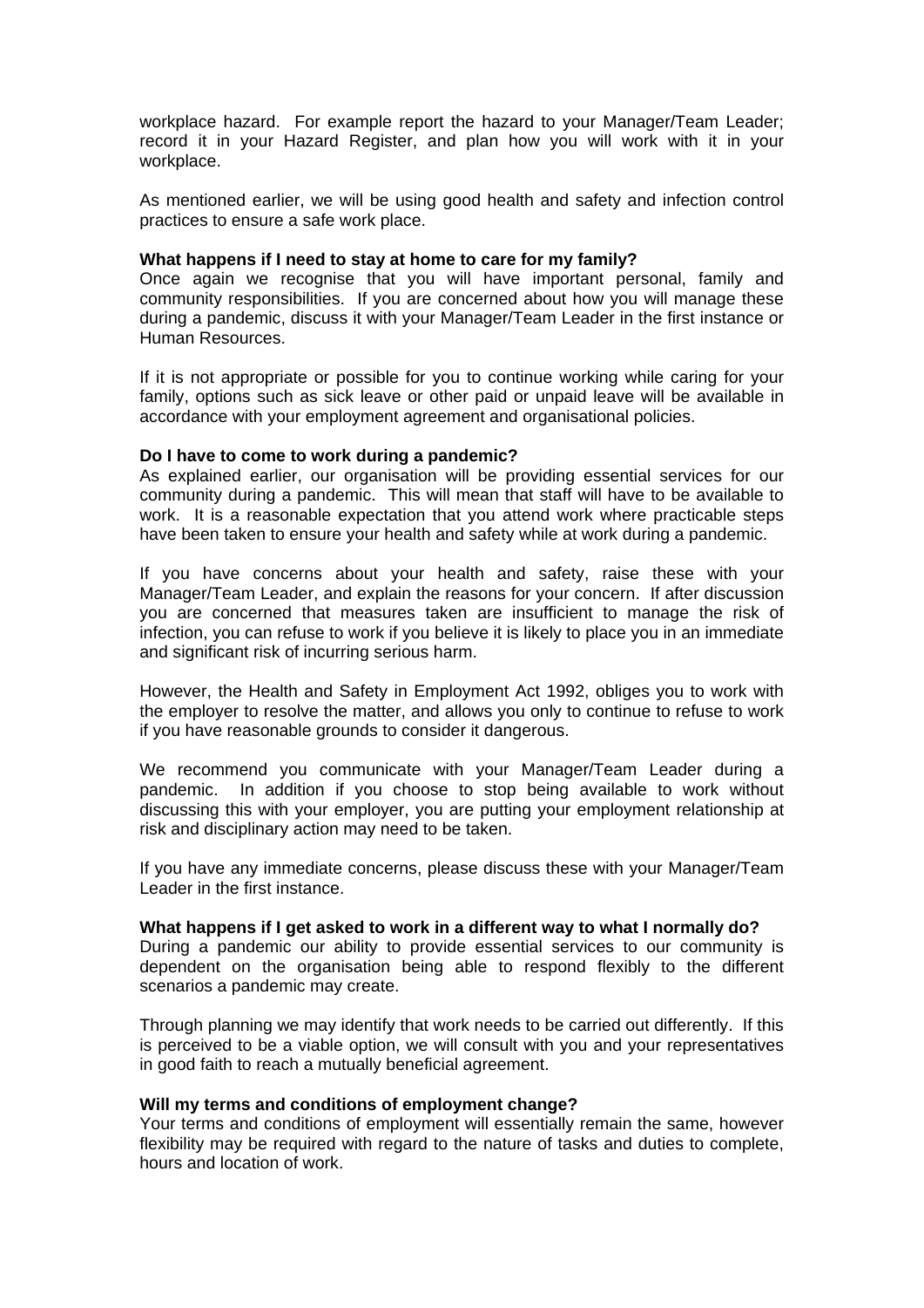workplace hazard. For example report the hazard to your Manager/Team Leader; record it in your Hazard Register, and plan how you will work with it in your workplace.

As mentioned earlier, we will be using good health and safety and infection control practices to ensure a safe work place.

**What happens if I need to stay at home to care for my family?**

Once again we recognise that you will have important personal, family and community responsibilities. If you are concerned about how you will manage these during a pandemic, discuss it with your Manager/Team Leader in the first instance or Human Resources.

If it is not appropriate or possible for you to continue working while caring for your family, options such as sick leave or other paid or unpaid leave will be available in accordance with your employment agreement and organisational policies.

**Do I have to come to work during a pandemic?**

As explained earlier, our organisation will be providing essential services for our community during a pandemic. This will mean that staff will have to be available to work. It is a reasonable expectation that you attend work where practicable steps have been taken to ensure your health and safety while at work during a pandemic.

If you have concerns about your health and safety, raise these with your Manager/Team Leader, and explain the reasons for your concern. If after discussion you are concerned that measures taken are insufficient to manage the risk of infection, you can refuse to work if you believe it is likely to place you in an immediate and significant risk of incurring serious harm.

However, the Health and Safety in Employment Act 1992, obliges you to work with the employer to resolve the matter, and allows you only to continue to refuse to work if you have reasonable grounds to consider it dangerous.

We recommend you communicate with your Manager/Team Leader during a pandemic. In addition if you choose to stop being available to work without discussing this with your employer, you are putting your employment relationship at risk and disciplinary action may need to be taken.

If you have any immediate concerns, please discuss these with your Manager/Team Leader in the first instance.

**What happens if I get asked to work in a different way to what I normally do?**

During a pandemic our ability to provide essential services to our community is dependent on the organisation being able to respond flexibly to the different scenarios a pandemic may create.

Through planning we may identify that work needs to be carried out differently. If this is perceived to be a viable option, we will consult with you and your representatives in good faith to reach a mutually beneficial agreement.

**Will my terms and conditions of employment change?**

Your terms and conditions of employment will essentially remain the same, however flexibility may be required with regard to the nature of tasks and duties to complete, hours and location of work.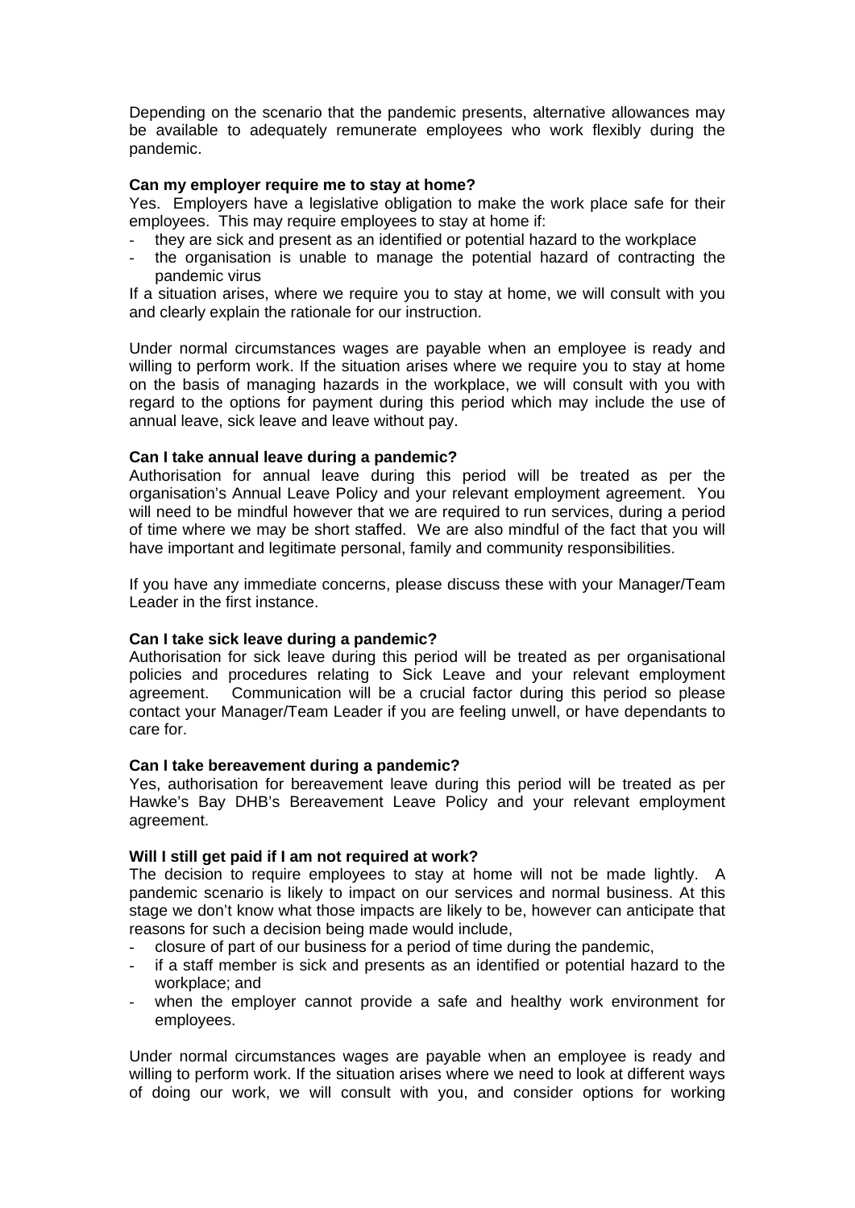Depending on the scenario that the pandemic presents, alternative allowances may be available to adequately remunerate employees who work flexibly during the pandemic.

**Can my employer require me to stay at home?**

Yes. Employers have a legislative obligation to make the work place safe for their employees. This may require employees to stay at home if:

- they are sick and present as an identified or potential hazard to the workplace
- the organisation is unable to manage the potential hazard of contracting the pandemic virus

If a situation arises, where we require you to stay at home, we will consult with you and clearly explain the rationale for our instruction.

Under normal circumstances wages are payable when an employee is ready and willing to perform work. If the situation arises where we require you to stay at home on the basis of managing hazards in the workplace, we will consult with you with regard to the options for payment during this period which may include the use of annual leave, sick leave and leave without pay.

**Can I take annual leave during a pandemic?**

Authorisation for annual leave during this period will be treated as per the organisation's Annual Leave Policy and your relevant employment agreement. You will need to be mindful however that we are required to run services, during a period of time where we may be short staffed. We are also mindful of the fact that you will have important and legitimate personal, family and community responsibilities.

If you have any immediate concerns, please discuss these with your Manager/Team Leader in the first instance.

**Can I take sick leave during a pandemic?**

Authorisation for sick leave during this period will be treated as per organisational policies and procedures relating to Sick Leave and your relevant employment agreement. Communication will be a crucial factor during this period so please contact your Manager/Team Leader if you are feeling unwell, or have dependants to care for.

**Can I take bereavement during a pandemic?**

Yes, authorisation for bereavement leave during this period will be treated as per Hawke's Bay DHB's Bereavement Leave Policy and your relevant employment agreement.

**Will I still get paid if I am not required at work?**

The decision to require employees to stay at home will not be made lightly. A pandemic scenario is likely to impact on our services and normal business. At this stage we don't know what those impacts are likely to be, however can anticipate that reasons for such a decision being made would include,

- closure of part of our business for a period of time during the pandemic,
- if a staff member is sick and presents as an identified or potential hazard to the workplace; and
- when the employer cannot provide a safe and healthy work environment for employees.

Under normal circumstances wages are payable when an employee is ready and willing to perform work. If the situation arises where we need to look at different ways of doing our work, we will consult with you, and consider options for working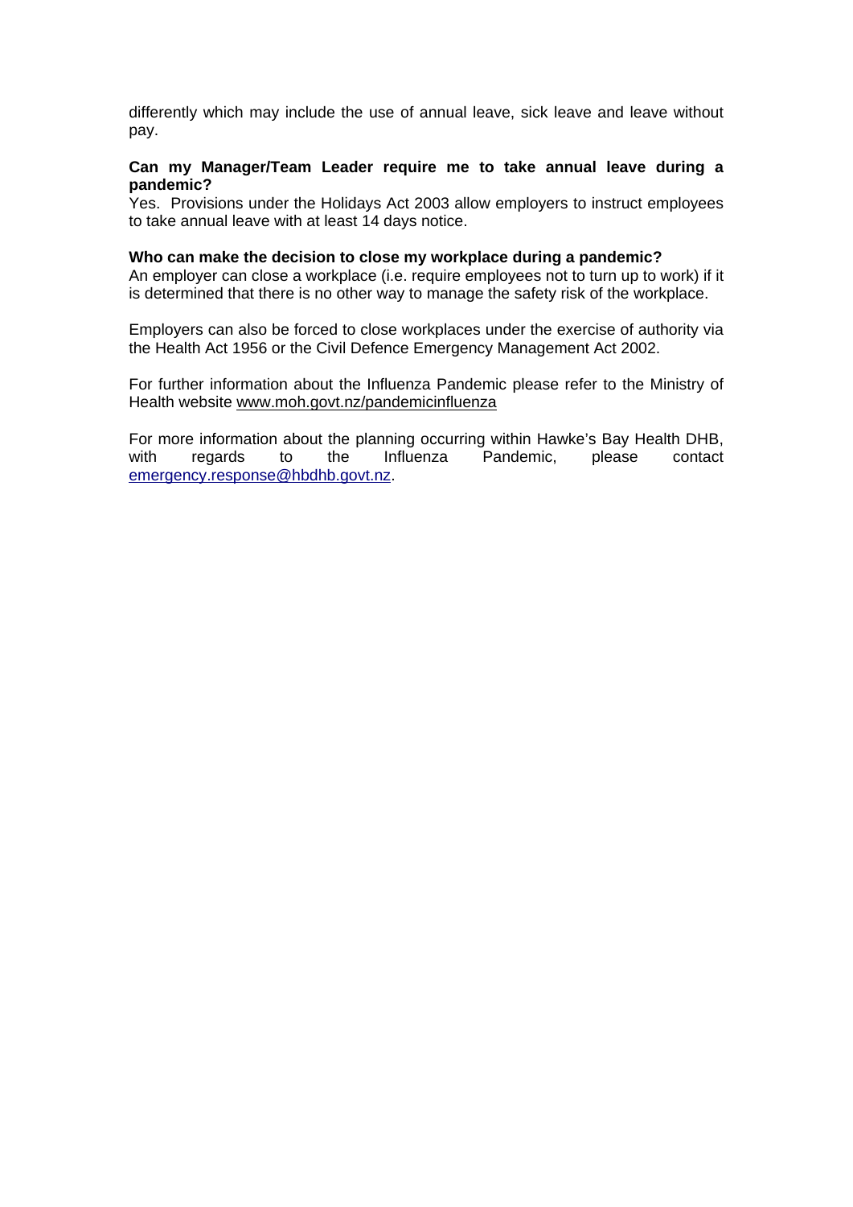differently which may include the use of annual leave, sick leave and leave without pay.

**Can my Manager/Team Leader require me to take annual leave during a pandemic?**

Yes. Provisions under the Holidays Act 2003 allow employers to instruct employees to take annual leave with at least 14 days notice.

**Who can make the decision to close my workplace during a pandemic?**

An employer can close a workplace (i.e. require employees not to turn up to work) if it is determined that there is no other way to manage the safety risk of the workplace.

Employers can also be forced to close workplaces under the exercise of authority via the Health Act 1956 or the Civil Defence Emergency Management Act 2002.

For further information about the Influenza Pandemic please refer to the Ministry of Health website www.moh.govt.nz/pandemicinfluenza

For more information about the planning occurring within Hawke's Bay Health DHB, with regards to the Influenza Pandemic, please contact emergency.response@hbdhb.govt.nz.